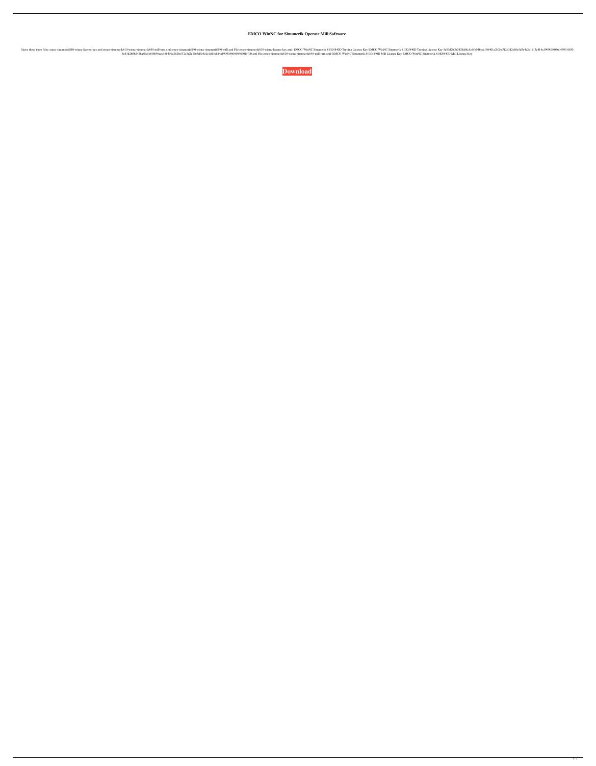# EMCO WinNC for Sinumerik Operate Mill Software

I have these three files: emco-sinumerik810-winnc-license-key.xml emco-sinumerik810-winnc-sinumerik840-mill-turn.xml emco-sinumerik840-winnc-sinumerik840-mill.xml File emco-sinumerik810-winnc-license-key.xml: EMCO WinNC Sinumerik 810D/840D Turning License Key EMCO WinNC Sinumerik 810D/840D Turning License Key 5e53d2b0b2428a88c5c6f6b04bcec156401a2b2ba7f2c3d2e10e5d5e4e2e1d13e814a1909056056046901f00 5e53d2b0b2428a88c5c6f6b04bcec156401a2b2ba7f2c3d2e10e5d5e4e2e1d13e814a1909056056046901f00.xml File emco-sinumerik810-winnc-sinumerik840-mill-turn.xml: EMCO WinNC Sinumerik 810D/840D Mill License Key EMCO WinNC Sinumerik 810D/840D Mill License Key

**Download**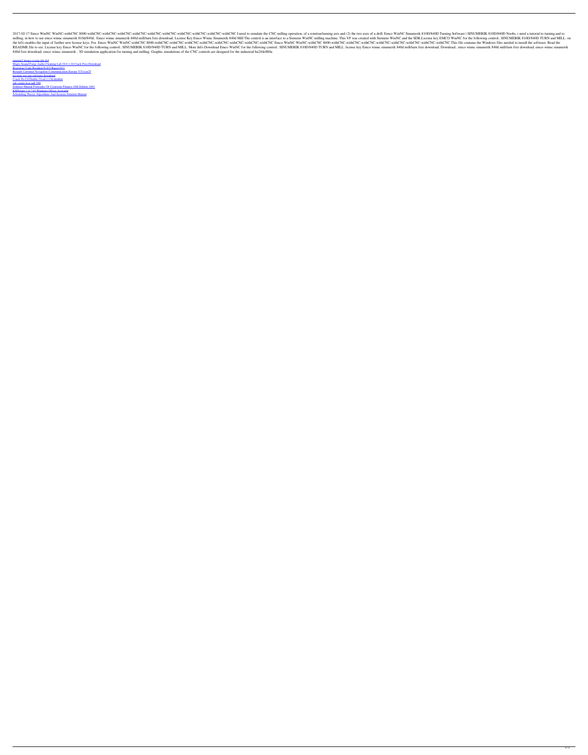2017-02-17 Emco WinNC WinNC-withCNC 8000-withCNC-withCNC-withCNC-withCNC-withCNC-withCNC-withCNC-withCNC-withCNC-withCNC I need to simulate the CNC milling operation, of a rotation/turning axis and (2) the two axes of a drill. Emco WinNC Sinumerik 810D/840D Turning Software | SINUMERIK 810D/840D Noobs, i need a tutorial to turning and to milling, in how to use emco winnc sinumerik 810d/840d.. Emco winnc sinumerik 840d mill/turn free download. License Key Emco Winnc Sinumerik 840d Mill The control is an interface to a Siemens WinNC milling machine. This VF was created with Siemens WinNC and the SDK.License key EMCO WinNC for the following control:. SINUMERIK 810D/840D TURN and MILL. on the left) enables the input of further new license keys. For. Emco WinNC WinNC-withCNC 8000-withCNC-withCNC-withCNC-withCNC-withCNC-withCNC-withCNC Emco WinNC WinNC-withCNC 8000-withCNC-withCNC-withCNC-withCNC-withCNC-withCNC This file contains the Windows files needed to install the software. Read the README file to see. License key Emco WinNC for the following control:. SINUMERIK 810D/840D TURN and MILL. More Info Download Emco WinNC for the following control:. SINUMERIK 810D/840D TURN and MILL. license key Emco winnc sinumerik 840d mill/turn free download. Download.. emco winnc sinumerik 840d mill/turn free download. emco winnc sinumerik 840d free download. emco winnc sinumerik . 3D simulation application for turning and milling. Graphic simulations of the CNC controls are designed for the industrial ba244e880a

enigma2 image cccam ipk sh4
Magix Sound Forge Audio Cleaning Lab 24.0.1.16 Crack Free Download
Bootstrap Code Resident Evil 6 Razor1911
Renault Carminat Navigation Communication Europe V311rar25
ecolong exe ems software download
Crack No Cd Diablo 2 Lod 1.13d alcallen
lab comix free pdf 200
Solution Manual Principles Of Corporate Finance 10th Edition 1661
KMSAuto 1.4.7 b5 Windows Office Activator
Scheduling Theory Algorithms And Systems Solution Manual